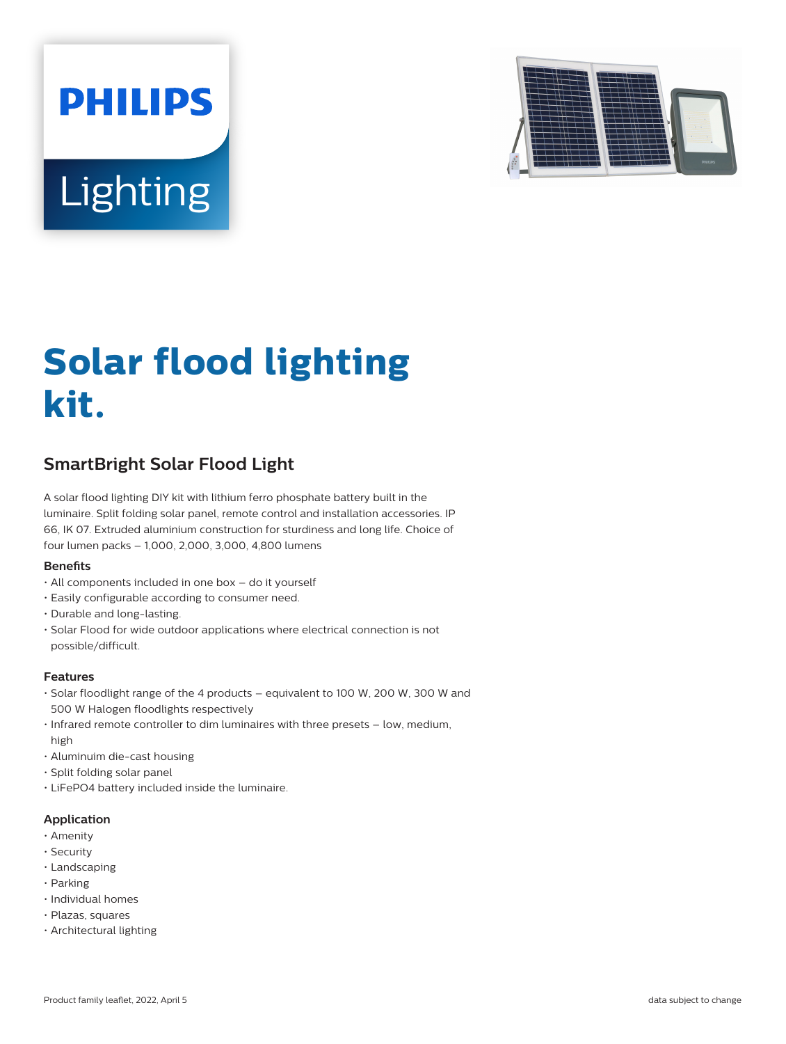PHILIPS

Lighting

# Solar flood lighting kit.

## SmartBright Solar Flood Light

A solar flood lighting DIY kit with lithium ferro phosphate battery built in the luminaire. Split folding solar panel, remote control and installation accessories. IP 66, IK 07. Extruded aluminium construction for sturdiness and long life. Choice of four lumen packs – 1,000, 2,000, 3,000, 4,800 lumens

### Benefits

- All components included in one box – do it yourself
- Easily configurable according to consumer need.
- Durable and long-lasting.
- Solar Flood for wide outdoor applications where electrical connection is not possible/difficult.

### Features

- Solar floodlight range of the 4 products – equivalent to 100 W, 200 W, 300 W and 500 W Halogen floodlights respectively
- Infrared remote controller to dim luminaires with three presets – low, medium, high
- Aluminuim die-cast housing
- Split folding solar panel
- LiFePO4 battery included inside the luminaire.

### Application

- Amenity
- Security
- Landscaping
- Parking
- Individual homes
- Plazas, squares
- Architectural lighting

Product family leaflet, 2022, April 5

data subject to change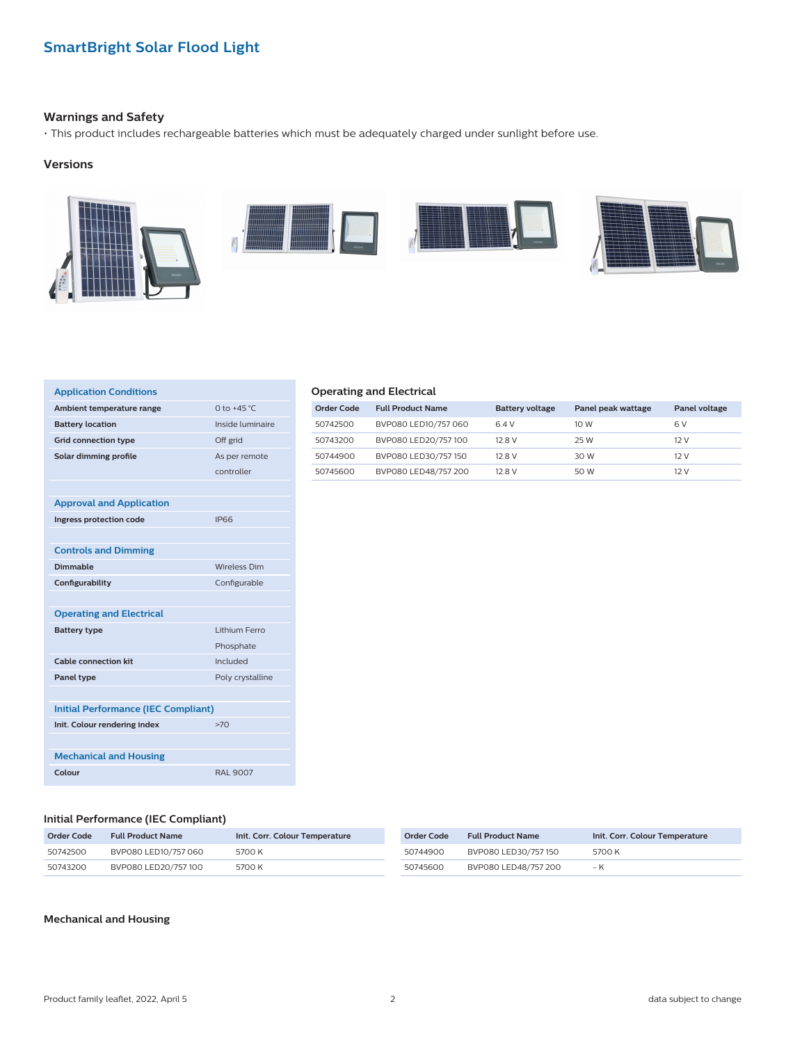## SmartBright Solar Flood Light

### Warnings and Safety

- This product includes rechargeable batteries which must be adequately charged under sunlight before use.

### Versions

| Application Conditions | |
|---|---|
| **Ambient temperature range** | 0 to +45 °C |
| **Battery location** | Inside luminaire |
| **Grid connection type** | Off grid |
| **Solar dimming profile** | As per remote controller |

| Approval and Application | |
|---|---|
| **Ingress protection code** | IP66 |

| Controls and Dimming | |
|---|---|
| **Dimmable** | Wireless Dim |
| **Configurability** | Configurable |

| Operating and Electrical | |
|---|---|
| **Battery type** | Lithium Ferro Phosphate |
| **Cable connection kit** | Included |
| **Panel type** | Poly crystalline |

| Initial Performance (IEC Compliant) | |
|---|---|
| **Init. Colour rendering index** | >70 |

| Mechanical and Housing | |
|---|---|
| **Colour** | RAL 9007 |

### Operating and Electrical

| Order Code | Full Product Name | Battery voltage | Panel peak wattage | Panel voltage |
|---|---|---|---|---|
| 50742500 | BVP080 LED10/757 060 | 6.4 V | 10 W | 6 V |
| 50743200 | BVP080 LED20/757 100 | 12.8 V | 25 W | 12 V |
| 50744900 | BVP080 LED30/757 150 | 12.8 V | 30 W | 12 V |
| 50745600 | BVP080 LED48/757 200 | 12.8 V | 50 W | 12 V |

### Initial Performance (IEC Compliant)

| Order Code | Full Product Name | Init. Corr. Colour Temperature |
|---|---|---|
| 50742500 | BVP080 LED10/757 060 | 5700 K |
| 50743200 | BVP080 LED20/757 100 | 5700 K |
| 50744900 | BVP080 LED30/757 150 | 5700 K |
| 50745600 | BVP080 LED48/757 200 | - K |

### Mechanical and Housing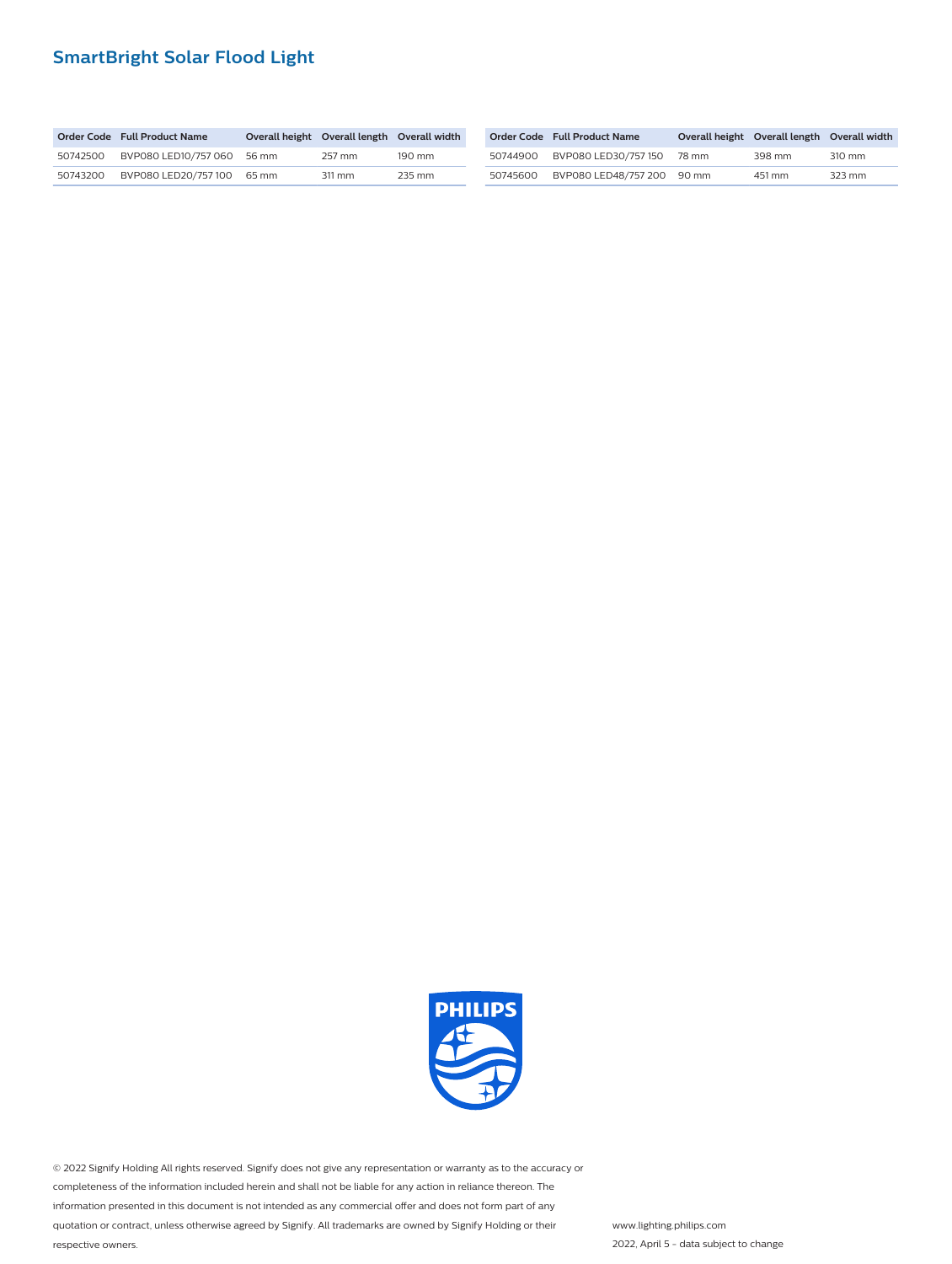## SmartBright Solar Flood Light

| Order Code | Full Product Name | Overall height | Overall length | Overall width |
|---|---|---|---|---|
| 50742500 | BVP080 LED10/757 060 | 56 mm | 257 mm | 190 mm |
| 50743200 | BVP080 LED20/757 100 | 65 mm | 311 mm | 235 mm |
| 50744900 | BVP080 LED30/757 150 | 78 mm | 398 mm | 310 mm |
| 50745600 | BVP080 LED48/757 200 | 90 mm | 451 mm | 323 mm |

© 2022 Signify Holding All rights reserved. Signify does not give any representation or warranty as to the accuracy or completeness of the information included herein and shall not be liable for any action in reliance thereon. The information presented in this document is not intended as any commercial offer and does not form part of any quotation or contract, unless otherwise agreed by Signify. All trademarks are owned by Signify Holding or their respective owners.

www.lighting.philips.com

2022, April 5 - data subject to change